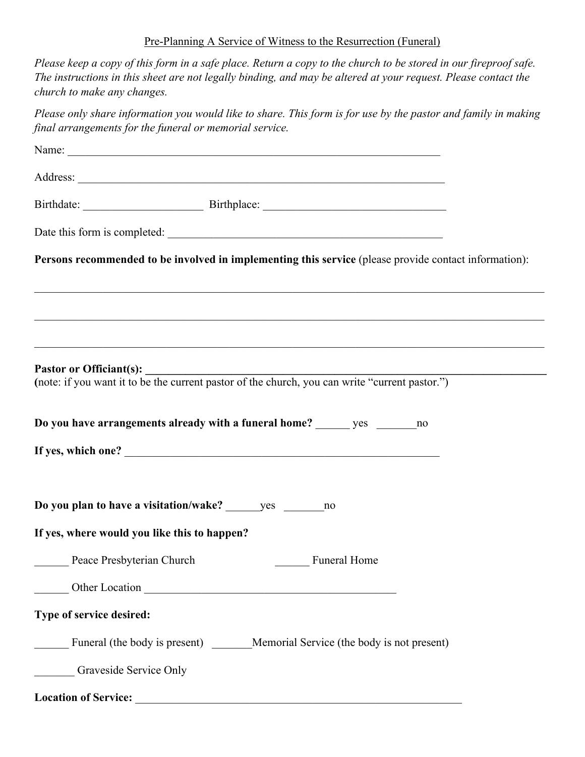Pre-Planning A Service of Witness to the Resurrection (Funeral)

*Please keep a copy of this form in a safe place. Return a copy to the church to be stored in our fireproof safe. The instructions in this sheet are not legally binding, and may be altered at your request. Please contact the church to make any changes.*

*Please only share information you would like to share. This form is for use by the pastor and family in making final arrangements for the funeral or memorial service.*

Name: ____________________________________________________________________

Address: __________________________________________________________________

Birthdate: _____________________ Birthplace: ________________________________

Date this form is completed: __________________________________________________

**Persons recommended to be involved in implementing this service** (please provide contact information):

_____________________________________________________________________________________________

_____________________________________________________________________________________________

_____________________________________________________________________________________________

**Pastor or Officiant(s): ________________________________________________________________________**
**(**note: if you want it to be the current pastor of the church, you can write "current pastor.")

**Do you have arrangements already with a funeral home?** ______ yes _______no

**If yes, which one?** ___________________________________________________________

**Do you plan to have a visitation/wake?** ______yes _______no

**If yes, where would you like this to happen?**

______ Peace Presbyterian Church ______ Funeral Home

______ Other Location _____________________________________________

**Type of service desired:**

______ Funeral (the body is present) _______Memorial Service (the body is not present)

_______ Graveside Service Only

**Location of Service:** ____________________________________________________________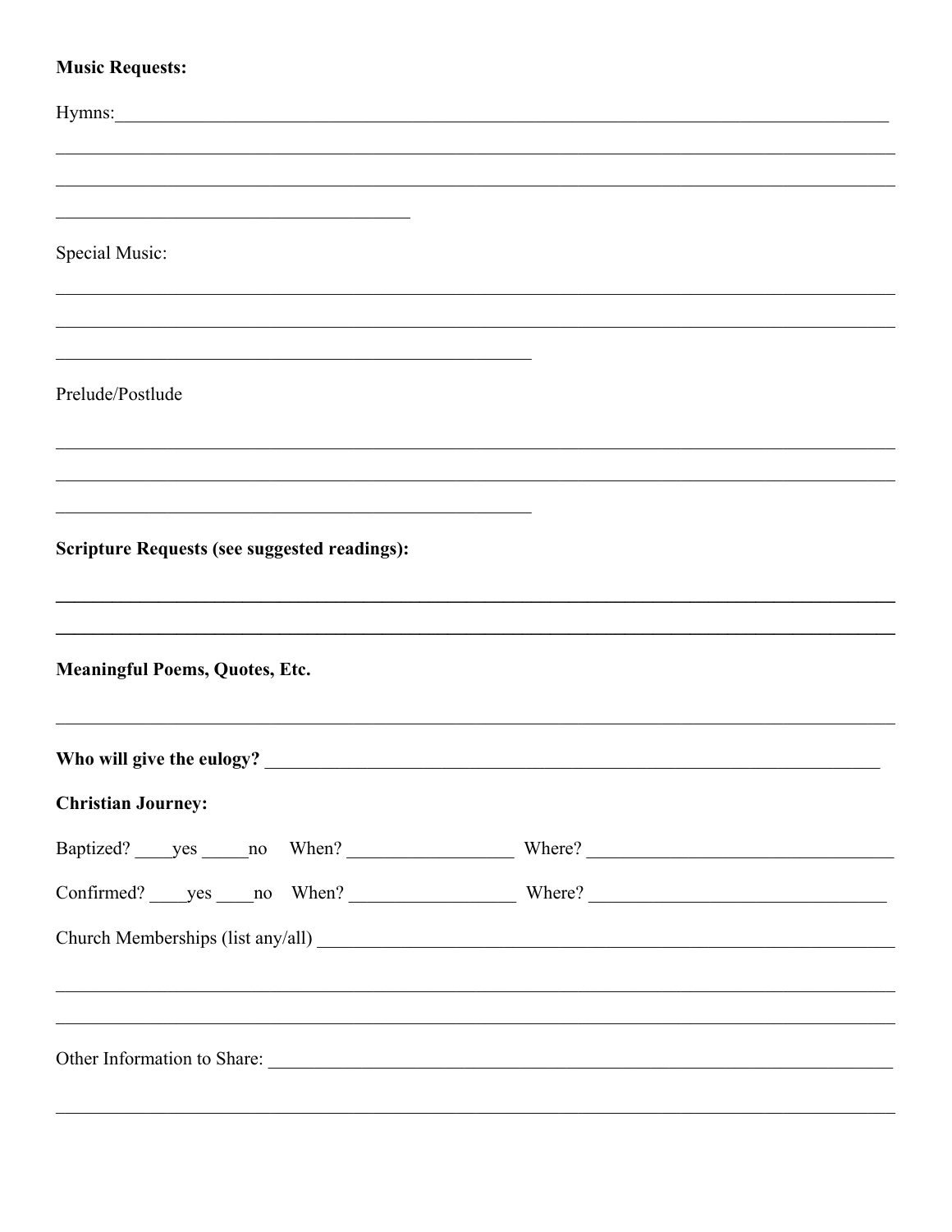**Music Requests:**

Hymns:\_\_\_\_\_\_\_\_\_\_\_\_\_\_\_\_\_\_\_\_\_\_\_\_\_\_\_\_\_\_\_\_\_\_\_\_\_\_\_\_\_\_\_\_\_\_\_\_\_\_\_\_\_\_\_\_\_\_\_\_\_\_\_\_\_\_\_\_\_\_\_\_\_\_\_\_\_\_\_\_

\_\_\_\_\_\_\_\_\_\_\_\_\_\_\_\_\_\_\_\_\_\_\_\_\_\_\_\_\_\_\_\_\_\_\_\_\_\_\_\_\_\_\_\_\_\_\_\_\_\_\_\_\_\_\_\_\_\_\_\_\_\_\_\_\_\_\_\_\_\_\_\_\_\_\_\_\_\_\_\_\_\_\_\_\_\_\_\_

\_\_\_\_\_\_\_\_\_\_\_\_\_\_\_\_\_\_\_\_\_\_\_\_\_\_\_\_\_\_\_\_\_\_\_\_\_\_\_\_\_\_\_\_\_\_\_\_\_\_\_\_\_\_\_\_\_\_\_\_\_\_\_\_\_\_\_\_\_\_\_\_\_\_\_\_\_\_\_\_\_\_\_\_\_\_\_\_

\_\_\_\_\_\_\_\_\_\_\_\_\_\_\_\_\_\_\_\_\_\_\_\_\_\_\_\_\_\_\_\_\_\_\_\_\_\_\_\_

Special Music:

\_\_\_\_\_\_\_\_\_\_\_\_\_\_\_\_\_\_\_\_\_\_\_\_\_\_\_\_\_\_\_\_\_\_\_\_\_\_\_\_\_\_\_\_\_\_\_\_\_\_\_\_\_\_\_\_\_\_\_\_\_\_\_\_\_\_\_\_\_\_\_\_\_\_\_\_\_\_\_\_\_\_\_\_\_\_\_\_

\_\_\_\_\_\_\_\_\_\_\_\_\_\_\_\_\_\_\_\_\_\_\_\_\_\_\_\_\_\_\_\_\_\_\_\_\_\_\_\_\_\_\_\_\_\_\_\_\_\_\_\_\_\_\_\_\_\_\_\_\_\_\_\_\_\_\_\_\_\_\_\_\_\_\_\_\_\_\_\_\_\_\_\_\_\_\_\_

\_\_\_\_\_\_\_\_\_\_\_\_\_\_\_\_\_\_\_\_\_\_\_\_\_\_\_\_\_\_\_\_\_\_\_\_\_\_\_\_\_\_\_\_\_\_\_\_\_\_\_\_

Prelude/Postlude

\_\_\_\_\_\_\_\_\_\_\_\_\_\_\_\_\_\_\_\_\_\_\_\_\_\_\_\_\_\_\_\_\_\_\_\_\_\_\_\_\_\_\_\_\_\_\_\_\_\_\_\_\_\_\_\_\_\_\_\_\_\_\_\_\_\_\_\_\_\_\_\_\_\_\_\_\_\_\_\_\_\_\_\_\_\_\_\_

\_\_\_\_\_\_\_\_\_\_\_\_\_\_\_\_\_\_\_\_\_\_\_\_\_\_\_\_\_\_\_\_\_\_\_\_\_\_\_\_\_\_\_\_\_\_\_\_\_\_\_\_\_\_\_\_\_\_\_\_\_\_\_\_\_\_\_\_\_\_\_\_\_\_\_\_\_\_\_\_\_\_\_\_\_\_\_\_

\_\_\_\_\_\_\_\_\_\_\_\_\_\_\_\_\_\_\_\_\_\_\_\_\_\_\_\_\_\_\_\_\_\_\_\_\_\_\_\_\_\_\_\_\_\_\_\_\_\_\_\_

**Scripture Requests (see suggested readings):**

\_\_\_\_\_\_\_\_\_\_\_\_\_\_\_\_\_\_\_\_\_\_\_\_\_\_\_\_\_\_\_\_\_\_\_\_\_\_\_\_\_\_\_\_\_\_\_\_\_\_\_\_\_\_\_\_\_\_\_\_\_\_\_\_\_\_\_\_\_\_\_\_\_\_\_\_\_\_\_\_\_\_\_\_\_\_\_\_

\_\_\_\_\_\_\_\_\_\_\_\_\_\_\_\_\_\_\_\_\_\_\_\_\_\_\_\_\_\_\_\_\_\_\_\_\_\_\_\_\_\_\_\_\_\_\_\_\_\_\_\_\_\_\_\_\_\_\_\_\_\_\_\_\_\_\_\_\_\_\_\_\_\_\_\_\_\_\_\_\_\_\_\_\_\_\_\_

**Meaningful Poems, Quotes, Etc.**

\_\_\_\_\_\_\_\_\_\_\_\_\_\_\_\_\_\_\_\_\_\_\_\_\_\_\_\_\_\_\_\_\_\_\_\_\_\_\_\_\_\_\_\_\_\_\_\_\_\_\_\_\_\_\_\_\_\_\_\_\_\_\_\_\_\_\_\_\_\_\_\_\_\_\_\_\_\_\_\_\_\_\_\_\_\_\_\_

**Who will give the eulogy?** \_\_\_\_\_\_\_\_\_\_\_\_\_\_\_\_\_\_\_\_\_\_\_\_\_\_\_\_\_\_\_\_\_\_\_\_\_\_\_\_\_\_\_\_\_\_\_\_\_\_\_\_\_\_\_\_\_\_\_\_\_\_\_\_\_\_

**Christian Journey:**

Baptized? \_\_\_\_yes \_\_\_\_\_no When? \_\_\_\_\_\_\_\_\_\_\_\_\_\_\_\_\_\_ Where? \_\_\_\_\_\_\_\_\_\_\_\_\_\_\_\_\_\_\_\_\_\_\_\_\_\_\_\_\_\_\_\_\_

Confirmed? \_\_\_\_yes \_\_\_\_no When? \_\_\_\_\_\_\_\_\_\_\_\_\_\_\_\_\_\_ Where? \_\_\_\_\_\_\_\_\_\_\_\_\_\_\_\_\_\_\_\_\_\_\_\_\_\_\_\_\_\_\_\_

Church Memberships (list any/all) \_\_\_\_\_\_\_\_\_\_\_\_\_\_\_\_\_\_\_\_\_\_\_\_\_\_\_\_\_\_\_\_\_\_\_\_\_\_\_\_\_\_\_\_\_\_\_\_\_\_\_\_\_\_\_\_\_\_\_\_\_

\_\_\_\_\_\_\_\_\_\_\_\_\_\_\_\_\_\_\_\_\_\_\_\_\_\_\_\_\_\_\_\_\_\_\_\_\_\_\_\_\_\_\_\_\_\_\_\_\_\_\_\_\_\_\_\_\_\_\_\_\_\_\_\_\_\_\_\_\_\_\_\_\_\_\_\_\_\_\_\_\_\_\_\_\_\_\_\_

\_\_\_\_\_\_\_\_\_\_\_\_\_\_\_\_\_\_\_\_\_\_\_\_\_\_\_\_\_\_\_\_\_\_\_\_\_\_\_\_\_\_\_\_\_\_\_\_\_\_\_\_\_\_\_\_\_\_\_\_\_\_\_\_\_\_\_\_\_\_\_\_\_\_\_\_\_\_\_\_\_\_\_\_\_\_\_\_

Other Information to Share: \_\_\_\_\_\_\_\_\_\_\_\_\_\_\_\_\_\_\_\_\_\_\_\_\_\_\_\_\_\_\_\_\_\_\_\_\_\_\_\_\_\_\_\_\_\_\_\_\_\_\_\_\_\_\_\_\_\_\_\_\_\_\_\_\_

\_\_\_\_\_\_\_\_\_\_\_\_\_\_\_\_\_\_\_\_\_\_\_\_\_\_\_\_\_\_\_\_\_\_\_\_\_\_\_\_\_\_\_\_\_\_\_\_\_\_\_\_\_\_\_\_\_\_\_\_\_\_\_\_\_\_\_\_\_\_\_\_\_\_\_\_\_\_\_\_\_\_\_\_\_\_\_\_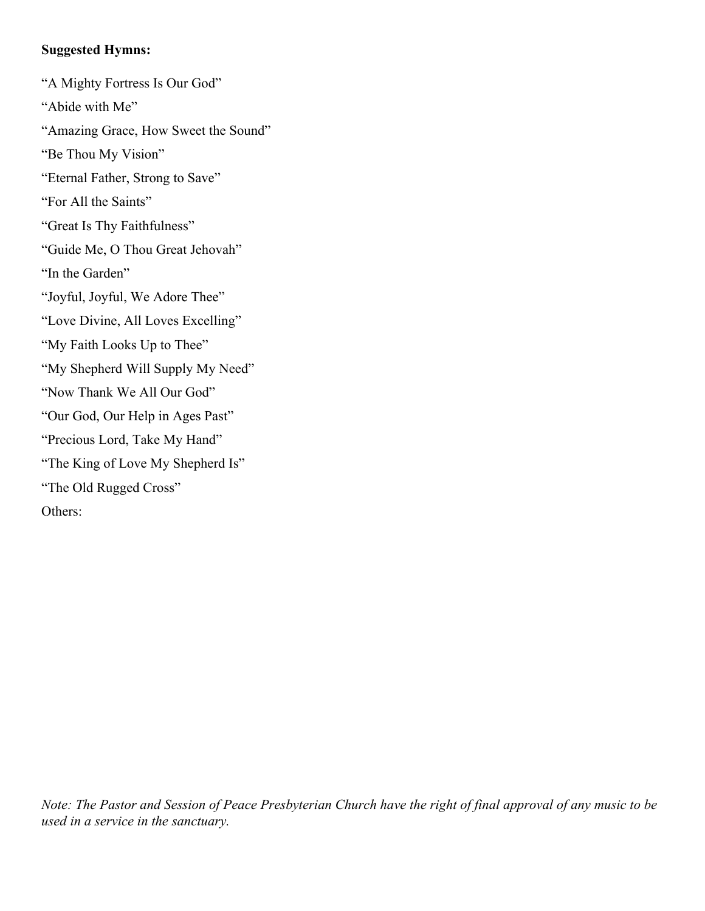**Suggested Hymns:**

“A Mighty Fortress Is Our God”

“Abide with Me”

“Amazing Grace, How Sweet the Sound”

“Be Thou My Vision”

“Eternal Father, Strong to Save”

“For All the Saints”

“Great Is Thy Faithfulness”

“Guide Me, O Thou Great Jehovah”

“In the Garden”

“Joyful, Joyful, We Adore Thee”

“Love Divine, All Loves Excelling”

“My Faith Looks Up to Thee”

“My Shepherd Will Supply My Need”

“Now Thank We All Our God”

“Our God, Our Help in Ages Past”

“Precious Lord, Take My Hand”

“The King of Love My Shepherd Is”

“The Old Rugged Cross”

Others:

*Note: The Pastor and Session of Peace Presbyterian Church have the right of final approval of any music to be used in a service in the sanctuary.*